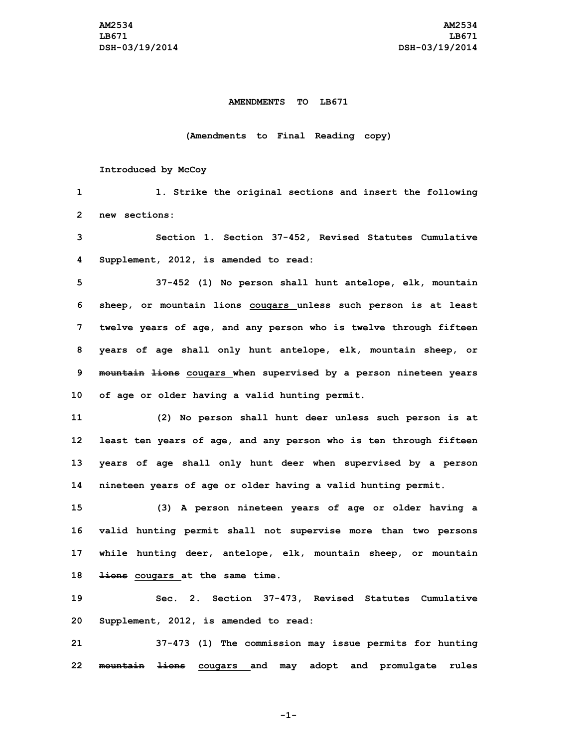**AMENDMENTS TO LB671**

**(Amendments to Final Reading copy)**

**Introduced by McCoy**

1. Strike the original sections and insert the following new sections:

Section 1. Section 37-452, Revised Statutes Cumulative Supplement, 2012, is amended to read:

37-452 (1) No person shall hunt antelope, elk, mountain sheep, or ~~mountain lions~~ <u>cougars</u> unless such person is at least twelve years of age, and any person who is twelve through fifteen years of age shall only hunt antelope, elk, mountain sheep, or ~~mountain lions~~ <u>cougars</u> when supervised by a person nineteen years of age or older having a valid hunting permit.

(2) No person shall hunt deer unless such person is at least ten years of age, and any person who is ten through fifteen years of age shall only hunt deer when supervised by a person nineteen years of age or older having a valid hunting permit.

(3) A person nineteen years of age or older having a valid hunting permit shall not supervise more than two persons while hunting deer, antelope, elk, mountain sheep, or ~~mountain lions~~ <u>cougars</u> at the same time.

Sec. 2. Section 37-473, Revised Statutes Cumulative Supplement, 2012, is amended to read:

37-473 (1) The commission may issue permits for hunting ~~mountain lions~~ <u>cougars</u> and may adopt and promulgate rules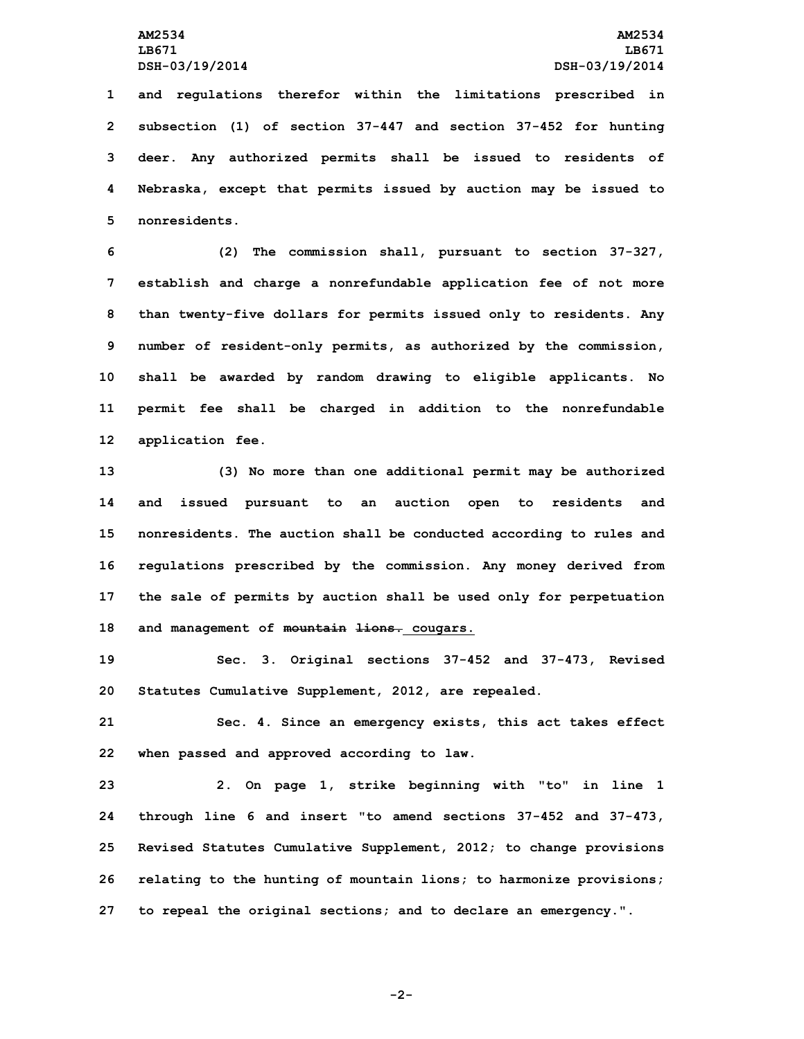and regulations therefor within the limitations prescribed in subsection (1) of section 37-447 and section 37-452 for hunting deer. Any authorized permits shall be issued to residents of Nebraska, except that permits issued by auction may be issued to nonresidents.

(2) The commission shall, pursuant to section 37-327, establish and charge a nonrefundable application fee of not more than twenty-five dollars for permits issued only to residents. Any number of resident-only permits, as authorized by the commission, shall be awarded by random drawing to eligible applicants. No permit fee shall be charged in addition to the nonrefundable application fee.

(3) No more than one additional permit may be authorized and issued pursuant to an auction open to residents and nonresidents. The auction shall be conducted according to rules and regulations prescribed by the commission. Any money derived from the sale of permits by auction shall be used only for perpetuation and management of ~~mountain lions.~~ cougars.

Sec. 3. Original sections 37-452 and 37-473, Revised Statutes Cumulative Supplement, 2012, are repealed.

Sec. 4. Since an emergency exists, this act takes effect when passed and approved according to law.

2. On page 1, strike beginning with "to" in line 1 through line 6 and insert "to amend sections 37-452 and 37-473, Revised Statutes Cumulative Supplement, 2012; to change provisions relating to the hunting of mountain lions; to harmonize provisions; to repeal the original sections; and to declare an emergency.".